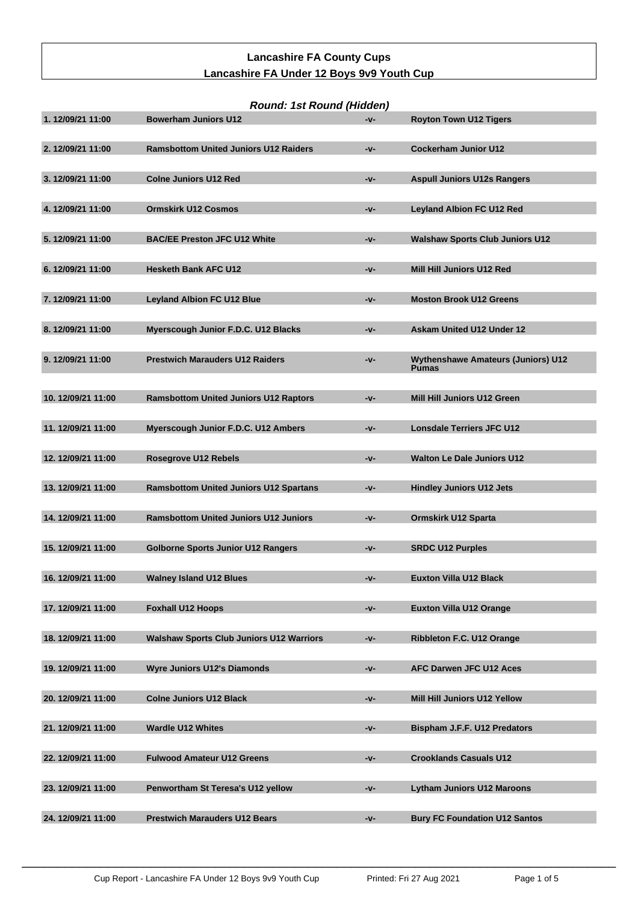# Lancashire FA County Cups

## Lancashire FA Under 12 Boys 9v9 Youth Cup

### *Round: 1st Round (Hidden)*

| | | | |
|---|---|---|---|
| 1. 12/09/21 11:00 | Bowerham Juniors U12 | -v- | Royton Town U12 Tigers |
| 2. 12/09/21 11:00 | Ramsbottom United Juniors U12 Raiders | -v- | Cockerham Junior U12 |
| 3. 12/09/21 11:00 | Colne Juniors U12 Red | -v- | Aspull Juniors U12s Rangers |
| 4. 12/09/21 11:00 | Ormskirk U12 Cosmos | -v- | Leyland Albion FC U12 Red |
| 5. 12/09/21 11:00 | BAC/EE Preston JFC U12 White | -v- | Walshaw Sports Club Juniors U12 |
| 6. 12/09/21 11:00 | Hesketh Bank AFC U12 | -v- | Mill Hill Juniors U12 Red |
| 7. 12/09/21 11:00 | Leyland Albion FC U12 Blue | -v- | Moston Brook U12 Greens |
| 8. 12/09/21 11:00 | Myerscough Junior F.D.C. U12 Blacks | -v- | Askam United U12 Under 12 |
| 9. 12/09/21 11:00 | Prestwich Marauders U12 Raiders | -v- | Wythenshawe Amateurs (Juniors) U12 Pumas |
| 10. 12/09/21 11:00 | Ramsbottom United Juniors U12 Raptors | -v- | Mill Hill Juniors U12 Green |
| 11. 12/09/21 11:00 | Myerscough Junior F.D.C. U12 Ambers | -v- | Lonsdale Terriers JFC U12 |
| 12. 12/09/21 11:00 | Rosegrove U12 Rebels | -v- | Walton Le Dale Juniors U12 |
| 13. 12/09/21 11:00 | Ramsbottom United Juniors U12 Spartans | -v- | Hindley Juniors U12 Jets |
| 14. 12/09/21 11:00 | Ramsbottom United Juniors U12 Juniors | -v- | Ormskirk U12 Sparta |
| 15. 12/09/21 11:00 | Golborne Sports Junior U12 Rangers | -v- | SRDC U12 Purples |
| 16. 12/09/21 11:00 | Walney Island U12 Blues | -v- | Euxton Villa U12 Black |
| 17. 12/09/21 11:00 | Foxhall U12 Hoops | -v- | Euxton Villa U12 Orange |
| 18. 12/09/21 11:00 | Walshaw Sports Club Juniors U12 Warriors | -v- | Ribbleton F.C. U12 Orange |
| 19. 12/09/21 11:00 | Wyre Juniors U12's Diamonds | -v- | AFC Darwen JFC U12 Aces |
| 20. 12/09/21 11:00 | Colne Juniors U12 Black | -v- | Mill Hill Juniors U12 Yellow |
| 21. 12/09/21 11:00 | Wardle U12 Whites | -v- | Bispham J.F.F. U12 Predators |
| 22. 12/09/21 11:00 | Fulwood Amateur U12 Greens | -v- | Crooklands Casuals U12 |
| 23. 12/09/21 11:00 | Penwortham St Teresa's U12 yellow | -v- | Lytham Juniors U12 Maroons |
| 24. 12/09/21 11:00 | Prestwich Marauders U12 Bears | -v- | Bury FC Foundation U12 Santos |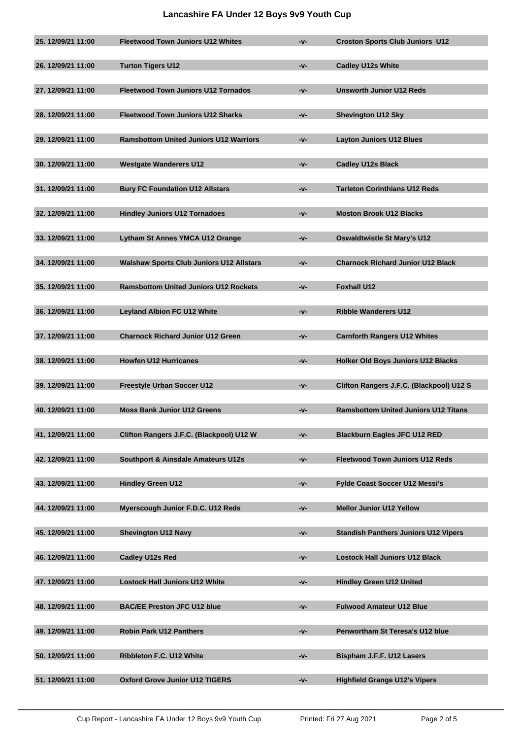# Lancashire FA Under 12 Boys 9v9 Youth Cup

| | | | |
|---|---|---|---|
| 25. 12/09/21 11:00 | Fleetwood Town Juniors U12 Whites | -v- | Croston Sports Club Juniors U12 |
| 26. 12/09/21 11:00 | Turton Tigers U12 | -v- | Cadley U12s White |
| 27. 12/09/21 11:00 | Fleetwood Town Juniors U12 Tornados | -v- | Unsworth Junior U12 Reds |
| 28. 12/09/21 11:00 | Fleetwood Town Juniors U12 Sharks | -v- | Shevington U12 Sky |
| 29. 12/09/21 11:00 | Ramsbottom United Juniors U12 Warriors | -v- | Layton Juniors U12 Blues |
| 30. 12/09/21 11:00 | Westgate Wanderers U12 | -v- | Cadley U12s Black |
| 31. 12/09/21 11:00 | Bury FC Foundation U12 Allstars | -v- | Tarleton Corinthians U12 Reds |
| 32. 12/09/21 11:00 | Hindley Juniors U12 Tornadoes | -v- | Moston Brook U12 Blacks |
| 33. 12/09/21 11:00 | Lytham St Annes YMCA U12 Orange | -v- | Oswaldtwistle St Mary's U12 |
| 34. 12/09/21 11:00 | Walshaw Sports Club Juniors U12 Allstars | -v- | Charnock Richard Junior U12 Black |
| 35. 12/09/21 11:00 | Ramsbottom United Juniors U12 Rockets | -v- | Foxhall U12 |
| 36. 12/09/21 11:00 | Leyland Albion FC U12 White | -v- | Ribble Wanderers U12 |
| 37. 12/09/21 11:00 | Charnock Richard Junior U12 Green | -v- | Carnforth Rangers U12 Whites |
| 38. 12/09/21 11:00 | Howfen U12 Hurricanes | -v- | Holker Old Boys Juniors U12 Blacks |
| 39. 12/09/21 11:00 | Freestyle Urban Soccer U12 | -v- | Clifton Rangers J.F.C. (Blackpool) U12 S |
| 40. 12/09/21 11:00 | Moss Bank Junior U12 Greens | -v- | Ramsbottom United Juniors U12 Titans |
| 41. 12/09/21 11:00 | Clifton Rangers J.F.C. (Blackpool) U12 W | -v- | Blackburn Eagles JFC U12 RED |
| 42. 12/09/21 11:00 | Southport & Ainsdale Amateurs U12s | -v- | Fleetwood Town Juniors U12 Reds |
| 43. 12/09/21 11:00 | Hindley Green U12 | -v- | Fylde Coast Soccer U12 Messi's |
| 44. 12/09/21 11:00 | Myerscough Junior F.D.C. U12 Reds | -v- | Mellor Junior U12 Yellow |
| 45. 12/09/21 11:00 | Shevington U12 Navy | -v- | Standish Panthers Juniors U12 Vipers |
| 46. 12/09/21 11:00 | Cadley U12s Red | -v- | Lostock Hall Juniors U12 Black |
| 47. 12/09/21 11:00 | Lostock Hall Juniors U12 White | -v- | Hindley Green U12 United |
| 48. 12/09/21 11:00 | BAC/EE Preston JFC U12 blue | -v- | Fulwood Amateur U12 Blue |
| 49. 12/09/21 11:00 | Robin Park U12 Panthers | -v- | Penwortham St Teresa's U12 blue |
| 50. 12/09/21 11:00 | Ribbleton F.C. U12 White | -v- | Bispham J.F.F. U12 Lasers |
| 51. 12/09/21 11:00 | Oxford Grove Junior U12 TIGERS | -v- | Highfield Grange U12's Vipers |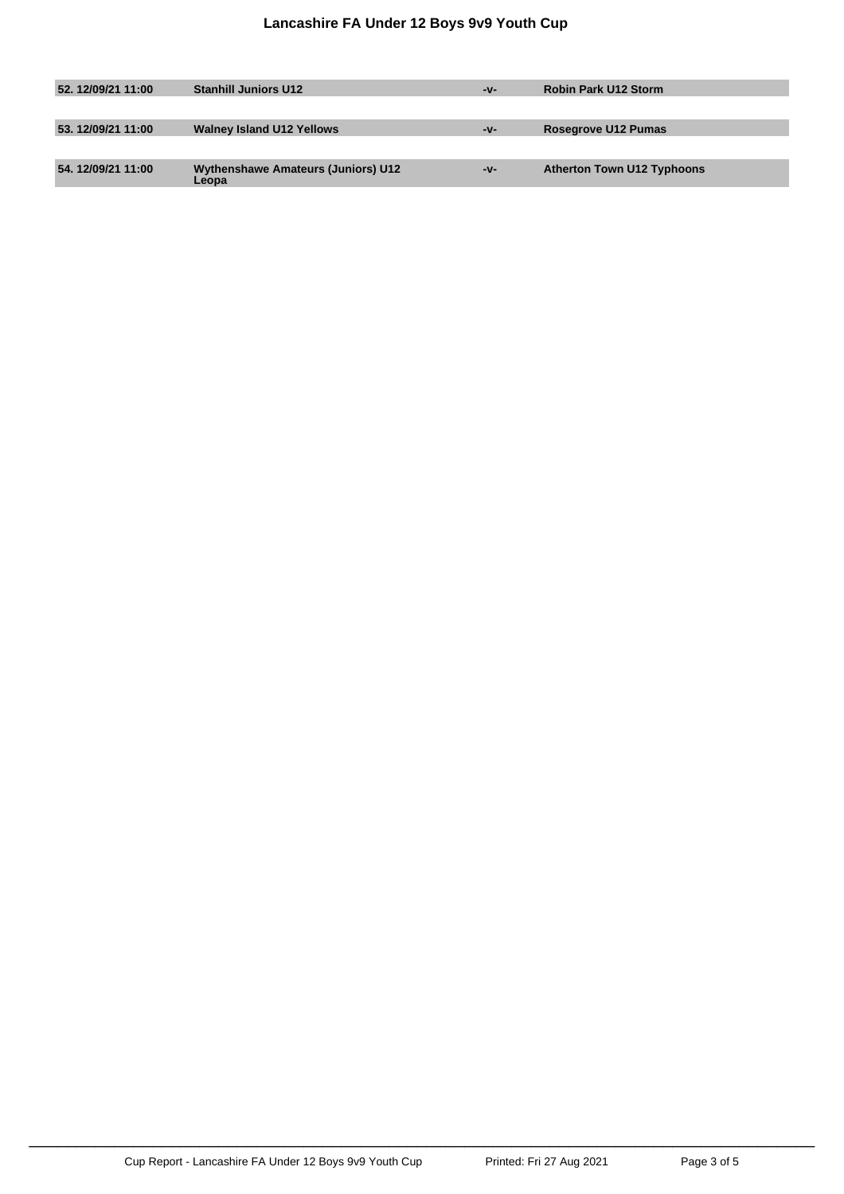# Lancashire FA Under 12 Boys 9v9 Youth Cup

| | | | |
|---|---|---|---|
| 52. 12/09/21 11:00 | Stanhill Juniors U12 | -v- | Robin Park U12 Storm |
| 53. 12/09/21 11:00 | Walney Island U12 Yellows | -v- | Rosegrove U12 Pumas |
| 54. 12/09/21 11:00 | Wythenshawe Amateurs (Juniors) U12 Leopa | -v- | Atherton Town U12 Typhoons |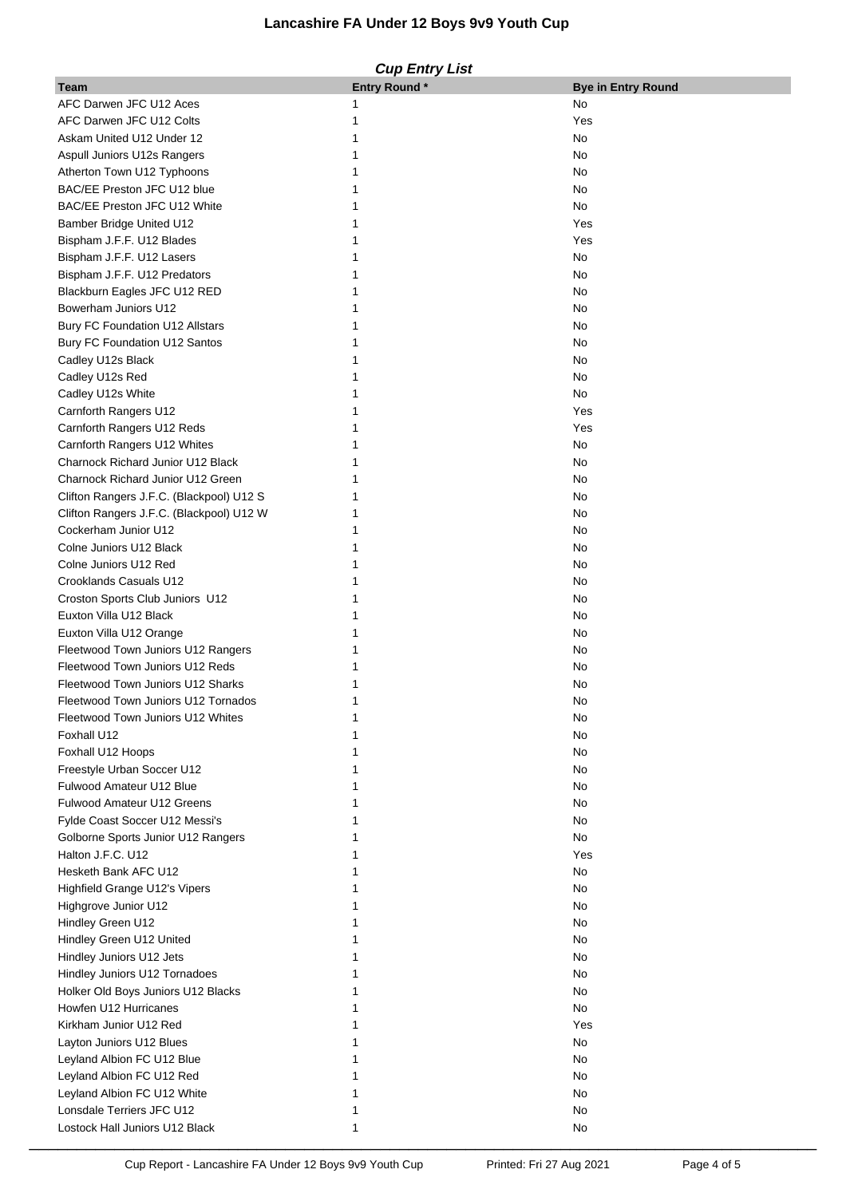# Lancashire FA Under 12 Boys 9v9 Youth Cup

***Cup Entry List***

| Team | Entry Round * | Bye in Entry Round |
|---|---|---|
| AFC Darwen JFC U12 Aces | 1 | No |
| AFC Darwen JFC U12 Colts | 1 | Yes |
| Askam United U12 Under 12 | 1 | No |
| Aspull Juniors U12s Rangers | 1 | No |
| Atherton Town U12 Typhoons | 1 | No |
| BAC/EE Preston JFC U12 blue | 1 | No |
| BAC/EE Preston JFC U12 White | 1 | No |
| Bamber Bridge United U12 | 1 | Yes |
| Bispham J.F.F. U12 Blades | 1 | Yes |
| Bispham J.F.F. U12 Lasers | 1 | No |
| Bispham J.F.F. U12 Predators | 1 | No |
| Blackburn Eagles JFC U12 RED | 1 | No |
| Bowerham Juniors U12 | 1 | No |
| Bury FC Foundation U12 Allstars | 1 | No |
| Bury FC Foundation U12 Santos | 1 | No |
| Cadley U12s Black | 1 | No |
| Cadley U12s Red | 1 | No |
| Cadley U12s White | 1 | No |
| Carnforth Rangers U12 | 1 | Yes |
| Carnforth Rangers U12 Reds | 1 | Yes |
| Carnforth Rangers U12 Whites | 1 | No |
| Charnock Richard Junior U12 Black | 1 | No |
| Charnock Richard Junior U12 Green | 1 | No |
| Clifton Rangers J.F.C. (Blackpool) U12 S | 1 | No |
| Clifton Rangers J.F.C. (Blackpool) U12 W | 1 | No |
| Cockerham Junior U12 | 1 | No |
| Colne Juniors U12 Black | 1 | No |
| Colne Juniors U12 Red | 1 | No |
| Crooklands Casuals U12 | 1 | No |
| Croston Sports Club Juniors U12 | 1 | No |
| Euxton Villa U12 Black | 1 | No |
| Euxton Villa U12 Orange | 1 | No |
| Fleetwood Town Juniors U12 Rangers | 1 | No |
| Fleetwood Town Juniors U12 Reds | 1 | No |
| Fleetwood Town Juniors U12 Sharks | 1 | No |
| Fleetwood Town Juniors U12 Tornados | 1 | No |
| Fleetwood Town Juniors U12 Whites | 1 | No |
| Foxhall U12 | 1 | No |
| Foxhall U12 Hoops | 1 | No |
| Freestyle Urban Soccer U12 | 1 | No |
| Fulwood Amateur U12 Blue | 1 | No |
| Fulwood Amateur U12 Greens | 1 | No |
| Fylde Coast Soccer U12 Messi's | 1 | No |
| Golborne Sports Junior U12 Rangers | 1 | No |
| Halton J.F.C. U12 | 1 | Yes |
| Hesketh Bank AFC U12 | 1 | No |
| Highfield Grange U12's Vipers | 1 | No |
| Highgrove Junior U12 | 1 | No |
| Hindley Green U12 | 1 | No |
| Hindley Green U12 United | 1 | No |
| Hindley Juniors U12 Jets | 1 | No |
| Hindley Juniors U12 Tornadoes | 1 | No |
| Holker Old Boys Juniors U12 Blacks | 1 | No |
| Howfen U12 Hurricanes | 1 | No |
| Kirkham Junior U12 Red | 1 | Yes |
| Layton Juniors U12 Blues | 1 | No |
| Leyland Albion FC U12 Blue | 1 | No |
| Leyland Albion FC U12 Red | 1 | No |
| Leyland Albion FC U12 White | 1 | No |
| Lonsdale Terriers JFC U12 | 1 | No |
| Lostock Hall Juniors U12 Black | 1 | No |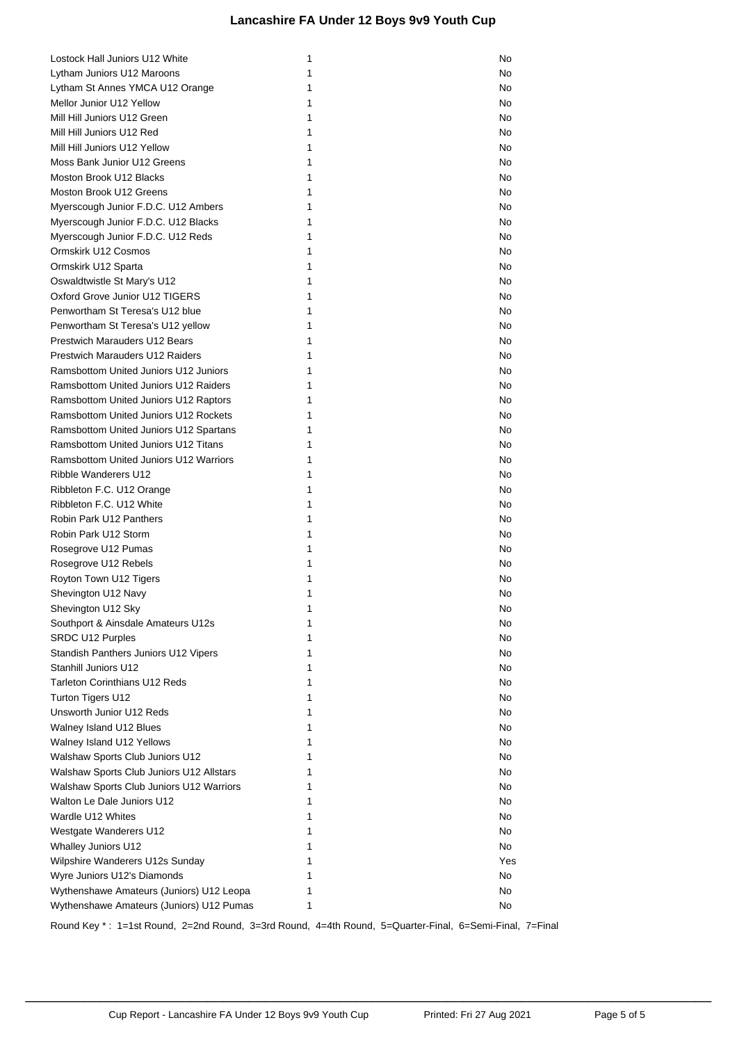# Lancashire FA Under 12 Boys 9v9 Youth Cup

| | | |
|---|---|---|
| Lostock Hall Juniors U12 White | 1 | No |
| Lytham Juniors U12 Maroons | 1 | No |
| Lytham St Annes YMCA U12 Orange | 1 | No |
| Mellor Junior U12 Yellow | 1 | No |
| Mill Hill Juniors U12 Green | 1 | No |
| Mill Hill Juniors U12 Red | 1 | No |
| Mill Hill Juniors U12 Yellow | 1 | No |
| Moss Bank Junior U12 Greens | 1 | No |
| Moston Brook U12 Blacks | 1 | No |
| Moston Brook U12 Greens | 1 | No |
| Myerscough Junior F.D.C. U12 Ambers | 1 | No |
| Myerscough Junior F.D.C. U12 Blacks | 1 | No |
| Myerscough Junior F.D.C. U12 Reds | 1 | No |
| Ormskirk U12 Cosmos | 1 | No |
| Ormskirk U12 Sparta | 1 | No |
| Oswaldtwistle St Mary's U12 | 1 | No |
| Oxford Grove Junior U12 TIGERS | 1 | No |
| Penwortham St Teresa's U12 blue | 1 | No |
| Penwortham St Teresa's U12 yellow | 1 | No |
| Prestwich Marauders U12 Bears | 1 | No |
| Prestwich Marauders U12 Raiders | 1 | No |
| Ramsbottom United Juniors U12 Juniors | 1 | No |
| Ramsbottom United Juniors U12 Raiders | 1 | No |
| Ramsbottom United Juniors U12 Raptors | 1 | No |
| Ramsbottom United Juniors U12 Rockets | 1 | No |
| Ramsbottom United Juniors U12 Spartans | 1 | No |
| Ramsbottom United Juniors U12 Titans | 1 | No |
| Ramsbottom United Juniors U12 Warriors | 1 | No |
| Ribble Wanderers U12 | 1 | No |
| Ribbleton F.C. U12 Orange | 1 | No |
| Ribbleton F.C. U12 White | 1 | No |
| Robin Park U12 Panthers | 1 | No |
| Robin Park U12 Storm | 1 | No |
| Rosegrove U12 Pumas | 1 | No |
| Rosegrove U12 Rebels | 1 | No |
| Royton Town U12 Tigers | 1 | No |
| Shevington U12 Navy | 1 | No |
| Shevington U12 Sky | 1 | No |
| Southport & Ainsdale Amateurs U12s | 1 | No |
| SRDC U12 Purples | 1 | No |
| Standish Panthers Juniors U12 Vipers | 1 | No |
| Stanhill Juniors U12 | 1 | No |
| Tarleton Corinthians U12 Reds | 1 | No |
| Turton Tigers U12 | 1 | No |
| Unsworth Junior U12 Reds | 1 | No |
| Walney Island U12 Blues | 1 | No |
| Walney Island U12 Yellows | 1 | No |
| Walshaw Sports Club Juniors U12 | 1 | No |
| Walshaw Sports Club Juniors U12 Allstars | 1 | No |
| Walshaw Sports Club Juniors U12 Warriors | 1 | No |
| Walton Le Dale Juniors U12 | 1 | No |
| Wardle U12 Whites | 1 | No |
| Westgate Wanderers U12 | 1 | No |
| Whalley Juniors U12 | 1 | No |
| Wilpshire Wanderers U12s Sunday | 1 | Yes |
| Wyre Juniors U12's Diamonds | 1 | No |
| Wythenshawe Amateurs (Juniors) U12 Leopa | 1 | No |
| Wythenshawe Amateurs (Juniors) U12 Pumas | 1 | No |

Round Key * : 1=1st Round, 2=2nd Round, 3=3rd Round, 4=4th Round, 5=Quarter-Final, 6=Semi-Final, 7=Final

Cup Report - Lancashire FA Under 12 Boys 9v9 Youth Cup    Printed: Fri 27 Aug 2021